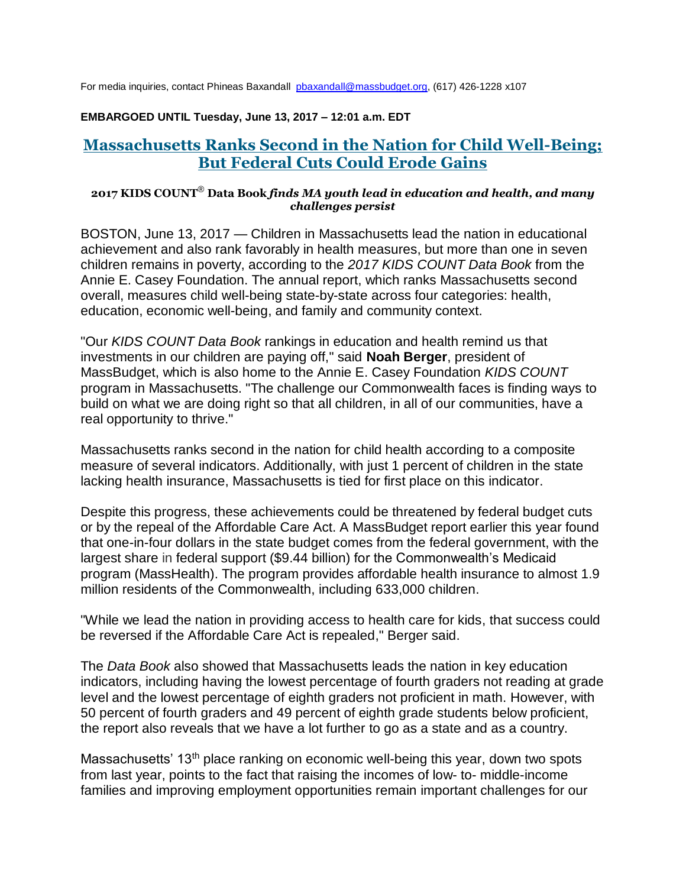For media inquiries, contact Phineas Baxandall pbaxandall@massbudget.org, (617) 426-1228 x107

**EMBARGOED UNTIL Tuesday, June 13, 2017 – 12:01 a.m. EDT**

# Massachusetts Ranks Second in the Nation for Child Well-Being; But Federal Cuts Could Erode Gains

### 2017 KIDS COUNT® Data Book *finds MA youth lead in education and health, and many challenges persist*

BOSTON, June 13, 2017 — Children in Massachusetts lead the nation in educational achievement and also rank favorably in health measures, but more than one in seven children remains in poverty, according to the *2017 KIDS COUNT Data Book* from the Annie E. Casey Foundation. The annual report, which ranks Massachusetts second overall, measures child well-being state-by-state across four categories: health, education, economic well-being, and family and community context.

"Our *KIDS COUNT Data Book* rankings in education and health remind us that investments in our children are paying off," said **Noah Berger**, president of MassBudget, which is also home to the Annie E. Casey Foundation *KIDS COUNT* program in Massachusetts. "The challenge our Commonwealth faces is finding ways to build on what we are doing right so that all children, in all of our communities, have a real opportunity to thrive."

Massachusetts ranks second in the nation for child health according to a composite measure of several indicators. Additionally, with just 1 percent of children in the state lacking health insurance, Massachusetts is tied for first place on this indicator.

Despite this progress, these achievements could be threatened by federal budget cuts or by the repeal of the Affordable Care Act. A MassBudget report earlier this year found that one-in-four dollars in the state budget comes from the federal government, with the largest share in federal support ($9.44 billion) for the Commonwealth's Medicaid program (MassHealth). The program provides affordable health insurance to almost 1.9 million residents of the Commonwealth, including 633,000 children.

"While we lead the nation in providing access to health care for kids, that success could be reversed if the Affordable Care Act is repealed," Berger said.

The *Data Book* also showed that Massachusetts leads the nation in key education indicators, including having the lowest percentage of fourth graders not reading at grade level and the lowest percentage of eighth graders not proficient in math. However, with 50 percent of fourth graders and 49 percent of eighth grade students below proficient, the report also reveals that we have a lot further to go as a state and as a country.

Massachusetts' 13th place ranking on economic well-being this year, down two spots from last year, points to the fact that raising the incomes of low- to- middle-income families and improving employment opportunities remain important challenges for our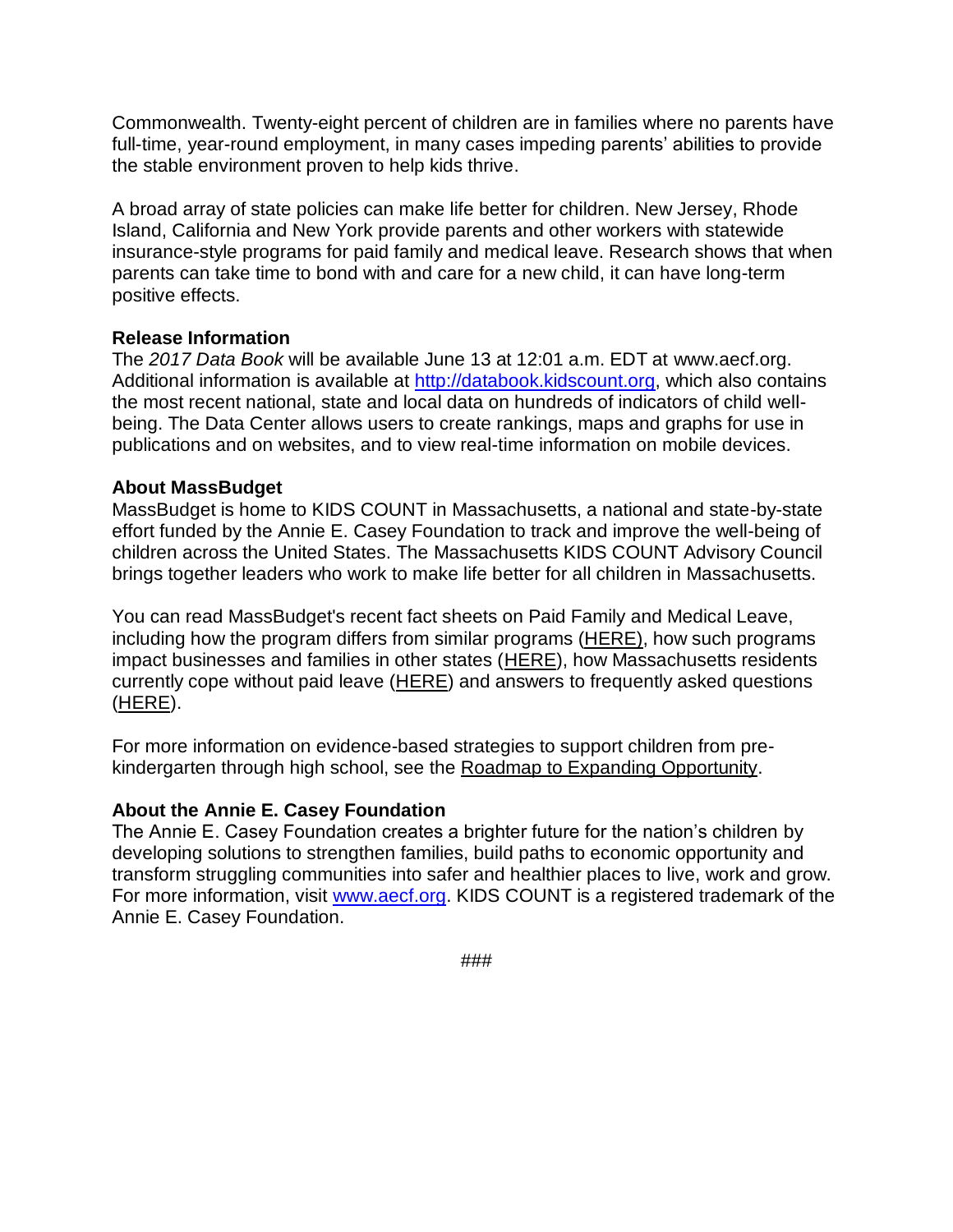Commonwealth. Twenty-eight percent of children are in families where no parents have full-time, year-round employment, in many cases impeding parents' abilities to provide the stable environment proven to help kids thrive.

A broad array of state policies can make life better for children. New Jersey, Rhode Island, California and New York provide parents and other workers with statewide insurance-style programs for paid family and medical leave. Research shows that when parents can take time to bond with and care for a new child, it can have long-term positive effects.

**Release Information**
The *2017 Data Book* will be available June 13 at 12:01 a.m. EDT at www.aecf.org. Additional information is available at http://databook.kidscount.org, which also contains the most recent national, state and local data on hundreds of indicators of child well-being. The Data Center allows users to create rankings, maps and graphs for use in publications and on websites, and to view real-time information on mobile devices.

**About MassBudget**
MassBudget is home to KIDS COUNT in Massachusetts, a national and state-by-state effort funded by the Annie E. Casey Foundation to track and improve the well-being of children across the United States. The Massachusetts KIDS COUNT Advisory Council brings together leaders who work to make life better for all children in Massachusetts.

You can read MassBudget's recent fact sheets on Paid Family and Medical Leave, including how the program differs from similar programs (HERE), how such programs impact businesses and families in other states (HERE), how Massachusetts residents currently cope without paid leave (HERE) and answers to frequently asked questions (HERE).

For more information on evidence-based strategies to support children from pre-kindergarten through high school, see the Roadmap to Expanding Opportunity.

**About the Annie E. Casey Foundation**
The Annie E. Casey Foundation creates a brighter future for the nation's children by developing solutions to strengthen families, build paths to economic opportunity and transform struggling communities into safer and healthier places to live, work and grow. For more information, visit www.aecf.org. KIDS COUNT is a registered trademark of the Annie E. Casey Foundation.

###